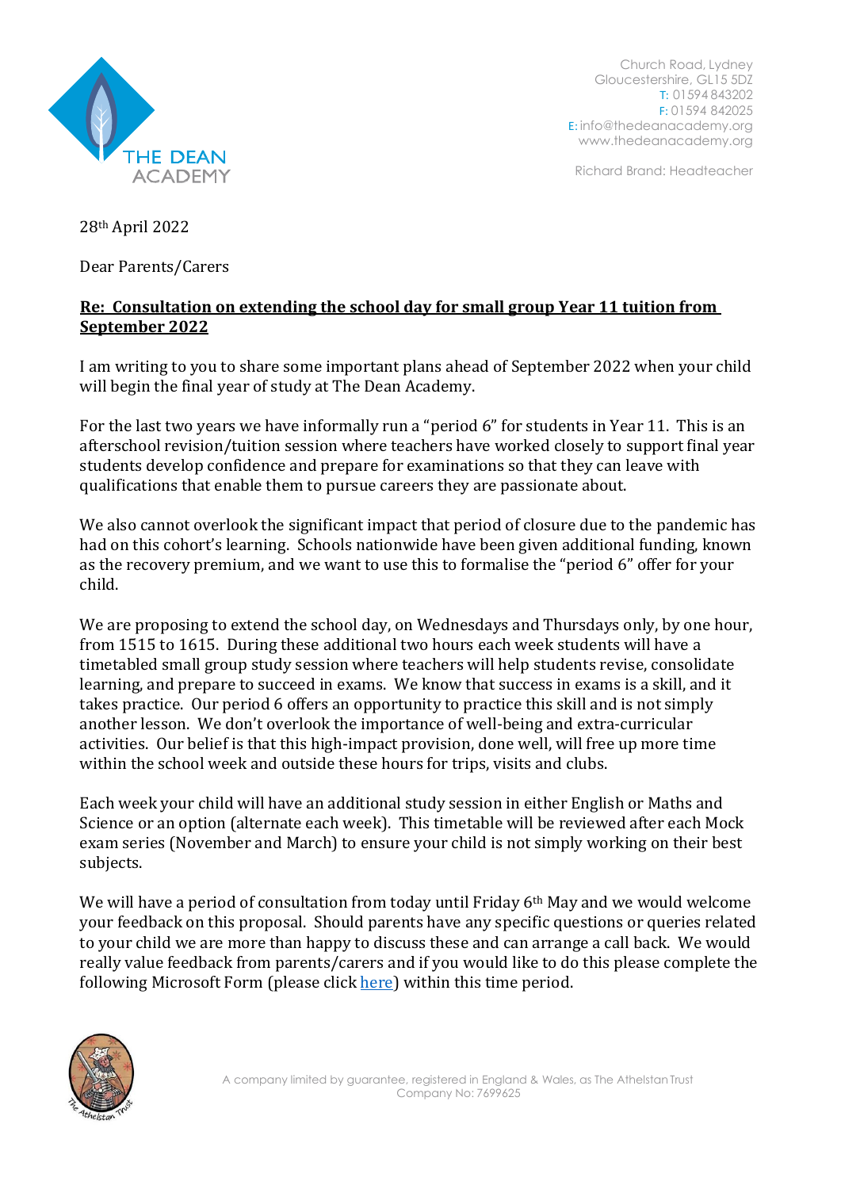THE DEAN ACADEMY

Church Road, Lydney
Gloucestershire, GL15 5DZ
T: 01594 843202
F: 01594 842025
E: info@thedeanacademy.org
www.thedeanacademy.org

Richard Brand: Headteacher

28th April 2022

Dear Parents/Carers

**Re: Consultation on extending the school day for small group Year 11 tuition from September 2022**

I am writing to you to share some important plans ahead of September 2022 when your child will begin the final year of study at The Dean Academy.

For the last two years we have informally run a "period 6" for students in Year 11. This is an afterschool revision/tuition session where teachers have worked closely to support final year students develop confidence and prepare for examinations so that they can leave with qualifications that enable them to pursue careers they are passionate about.

We also cannot overlook the significant impact that period of closure due to the pandemic has had on this cohort's learning. Schools nationwide have been given additional funding, known as the recovery premium, and we want to use this to formalise the "period 6" offer for your child.

We are proposing to extend the school day, on Wednesdays and Thursdays only, by one hour, from 1515 to 1615. During these additional two hours each week students will have a timetabled small group study session where teachers will help students revise, consolidate learning, and prepare to succeed in exams. We know that success in exams is a skill, and it takes practice. Our period 6 offers an opportunity to practice this skill and is not simply another lesson. We don't overlook the importance of well-being and extra-curricular activities. Our belief is that this high-impact provision, done well, will free up more time within the school week and outside these hours for trips, visits and clubs.

Each week your child will have an additional study session in either English or Maths and Science or an option (alternate each week). This timetable will be reviewed after each Mock exam series (November and March) to ensure your child is not simply working on their best subjects.

We will have a period of consultation from today until Friday 6th May and we would welcome your feedback on this proposal. Should parents have any specific questions or queries related to your child we are more than happy to discuss these and can arrange a call back. We would really value feedback from parents/carers and if you would like to do this please complete the following Microsoft Form (please click here) within this time period.

A company limited by guarantee, registered in England & Wales, as The Athelstan Trust
Company No: 7699625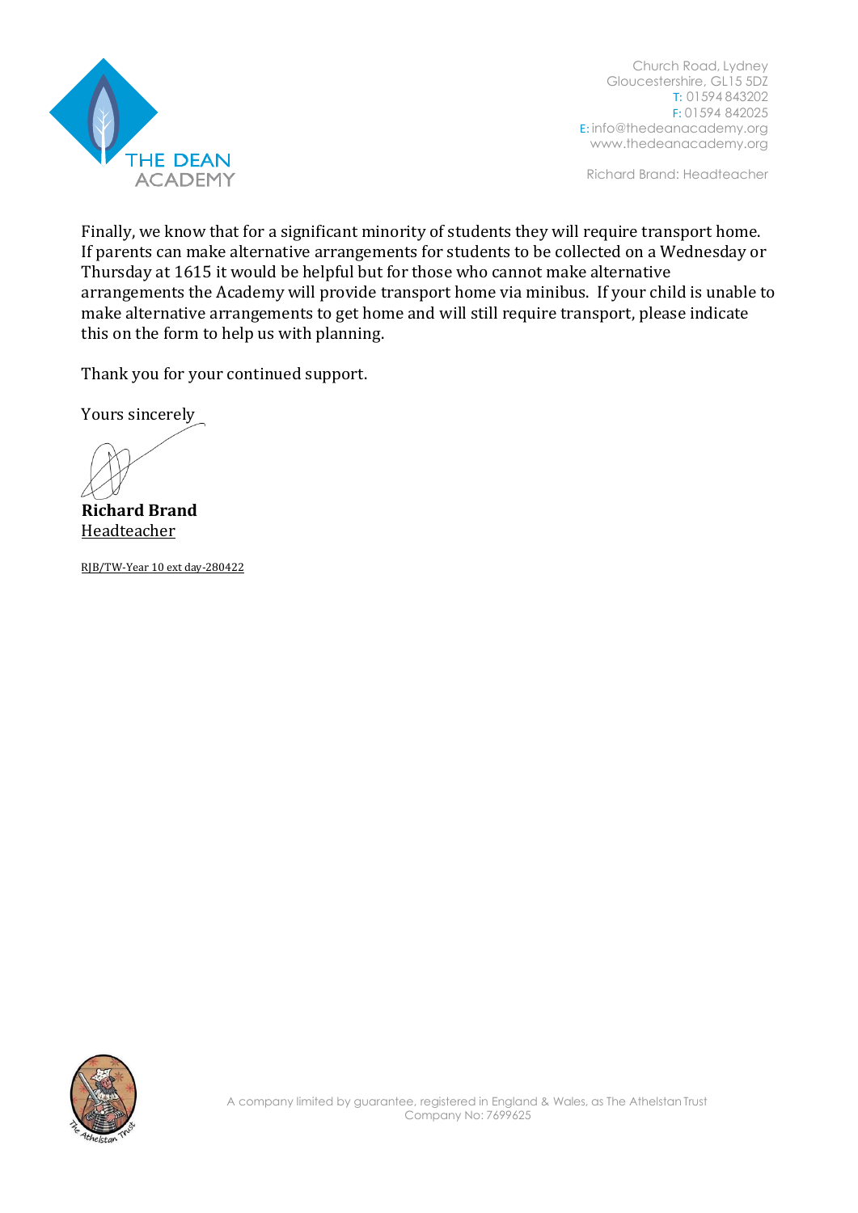Church Road, Lydney
Gloucestershire, GL15 5DZ
T: 01594 843202
F: 01594 842025
E: info@thedeanacademy.org
www.thedeanacademy.org

Richard Brand: Headteacher

Finally, we know that for a significant minority of students they will require transport home. If parents can make alternative arrangements for students to be collected on a Wednesday or Thursday at 1615 it would be helpful but for those who cannot make alternative arrangements the Academy will provide transport home via minibus. If your child is unable to make alternative arrangements to get home and will still require transport, please indicate this on the form to help us with planning.

Thank you for your continued support.

Yours sincerely

**Richard Brand**
Headteacher

RJB/TW-Year 10 ext day-280422

A company limited by guarantee, registered in England & Wales, as The Athelstan Trust
Company No: 7699625